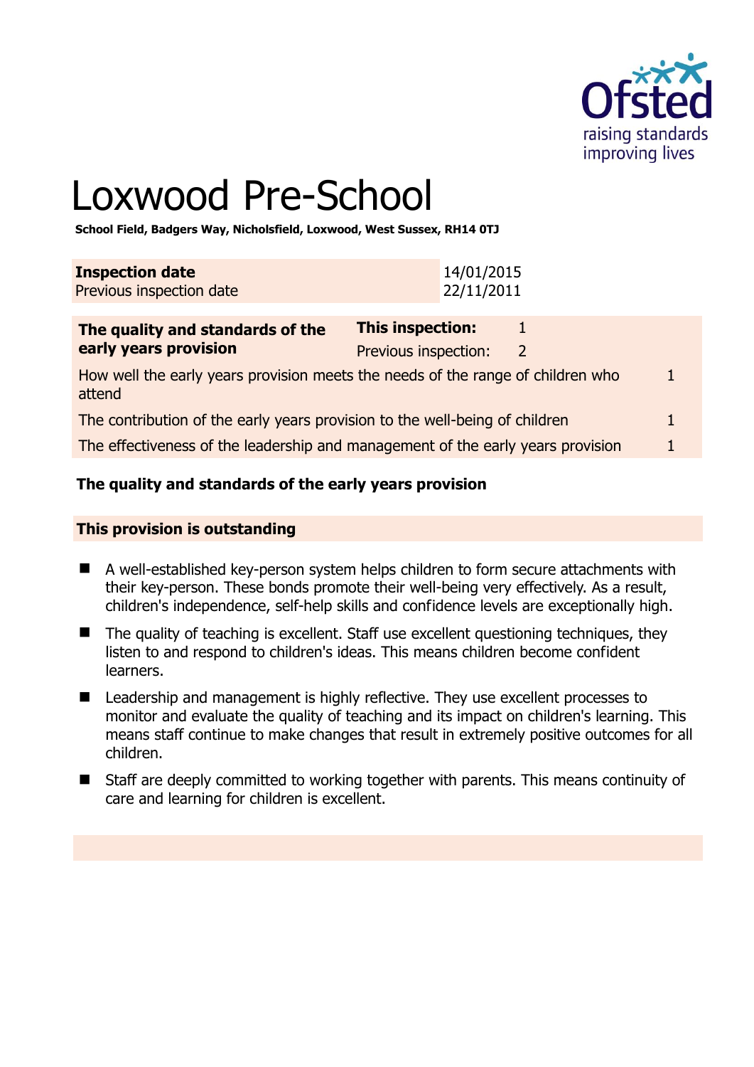# Loxwood Pre-School

**School Field, Badgers Way, Nicholsfield, Loxwood, West Sussex, RH14 0TJ**

| **Inspection date** | 14/01/2015 |
|---|---|
| Previous inspection date | 22/11/2011 |

| **The quality and standards of the early years provision** | **This inspection:** | 1 |
|---|---|---|
| | Previous inspection: | 2 |
| How well the early years provision meets the needs of the range of children who attend | | 1 |
| The contribution of the early years provision to the well-being of children | | 1 |
| The effectiveness of the leadership and management of the early years provision | | 1 |

### The quality and standards of the early years provision

**This provision is outstanding**

- A well-established key-person system helps children to form secure attachments with their key-person. These bonds promote their well-being very effectively. As a result, children's independence, self-help skills and confidence levels are exceptionally high.
- The quality of teaching is excellent. Staff use excellent questioning techniques, they listen to and respond to children's ideas. This means children become confident learners.
- Leadership and management is highly reflective. They use excellent processes to monitor and evaluate the quality of teaching and its impact on children's learning. This means staff continue to make changes that result in extremely positive outcomes for all children.
- Staff are deeply committed to working together with parents. This means continuity of care and learning for children is excellent.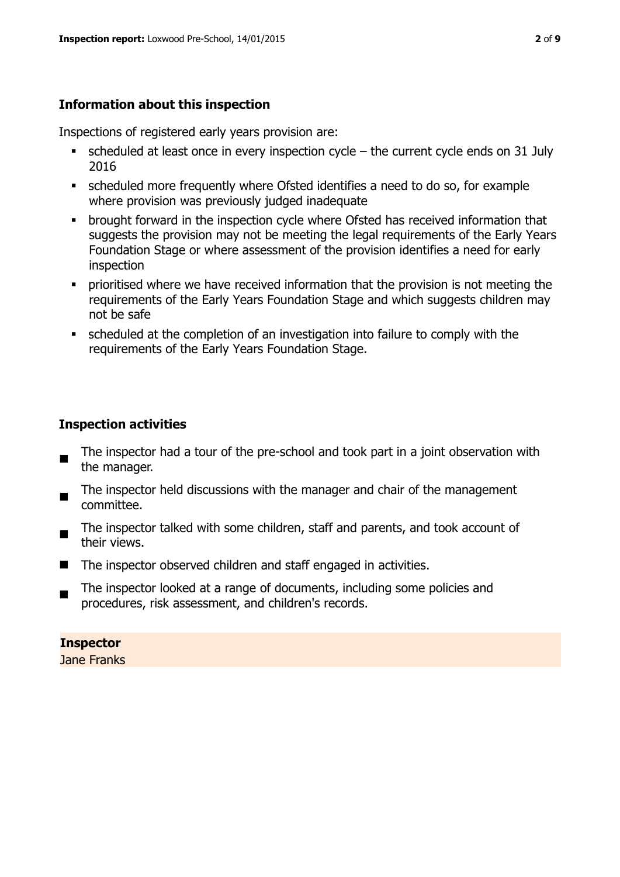## Information about this inspection

Inspections of registered early years provision are:

- scheduled at least once in every inspection cycle – the current cycle ends on 31 July 2016
- scheduled more frequently where Ofsted identifies a need to do so, for example where provision was previously judged inadequate
- brought forward in the inspection cycle where Ofsted has received information that suggests the provision may not be meeting the legal requirements of the Early Years Foundation Stage or where assessment of the provision identifies a need for early inspection
- prioritised where we have received information that the provision is not meeting the requirements of the Early Years Foundation Stage and which suggests children may not be safe
- scheduled at the completion of an investigation into failure to comply with the requirements of the Early Years Foundation Stage.

## Inspection activities

- The inspector had a tour of the pre-school and took part in a joint observation with the manager.
- The inspector held discussions with the manager and chair of the management committee.
- The inspector talked with some children, staff and parents, and took account of their views.
- The inspector observed children and staff engaged in activities.
- The inspector looked at a range of documents, including some policies and procedures, risk assessment, and children's records.

**Inspector**
Jane Franks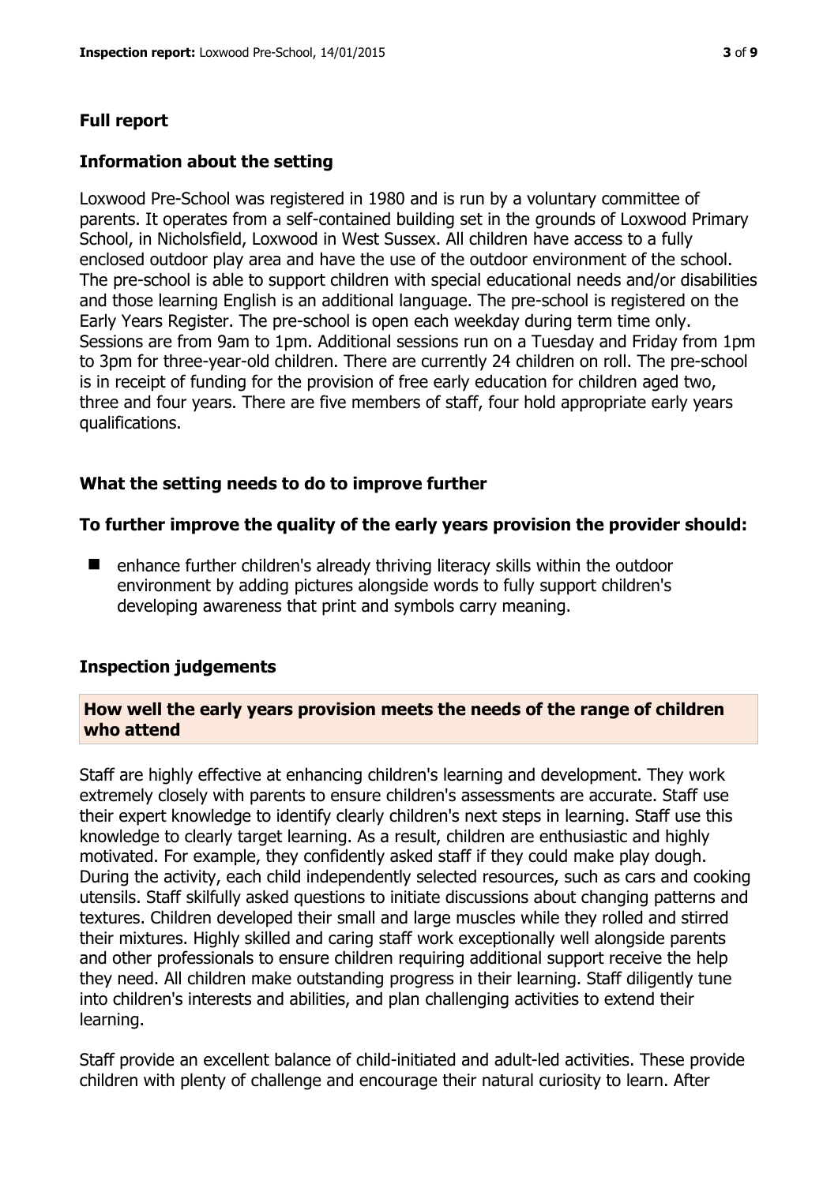## Full report

### Information about the setting

Loxwood Pre-School was registered in 1980 and is run by a voluntary committee of parents. It operates from a self-contained building set in the grounds of Loxwood Primary School, in Nicholsfield, Loxwood in West Sussex. All children have access to a fully enclosed outdoor play area and have the use of the outdoor environment of the school. The pre-school is able to support children with special educational needs and/or disabilities and those learning English is an additional language. The pre-school is registered on the Early Years Register. The pre-school is open each weekday during term time only. Sessions are from 9am to 1pm. Additional sessions run on a Tuesday and Friday from 1pm to 3pm for three-year-old children. There are currently 24 children on roll. The pre-school is in receipt of funding for the provision of free early education for children aged two, three and four years. There are five members of staff, four hold appropriate early years qualifications.

### What the setting needs to do to improve further

**To further improve the quality of the early years provision the provider should:**

- enhance further children's already thriving literacy skills within the outdoor environment by adding pictures alongside words to fully support children's developing awareness that print and symbols carry meaning.

### Inspection judgements

#### How well the early years provision meets the needs of the range of children who attend

Staff are highly effective at enhancing children's learning and development. They work extremely closely with parents to ensure children's assessments are accurate. Staff use their expert knowledge to identify clearly children's next steps in learning. Staff use this knowledge to clearly target learning. As a result, children are enthusiastic and highly motivated. For example, they confidently asked staff if they could make play dough. During the activity, each child independently selected resources, such as cars and cooking utensils. Staff skilfully asked questions to initiate discussions about changing patterns and textures. Children developed their small and large muscles while they rolled and stirred their mixtures. Highly skilled and caring staff work exceptionally well alongside parents and other professionals to ensure children requiring additional support receive the help they need. All children make outstanding progress in their learning. Staff diligently tune into children's interests and abilities, and plan challenging activities to extend their learning.

Staff provide an excellent balance of child-initiated and adult-led activities. These provide children with plenty of challenge and encourage their natural curiosity to learn. After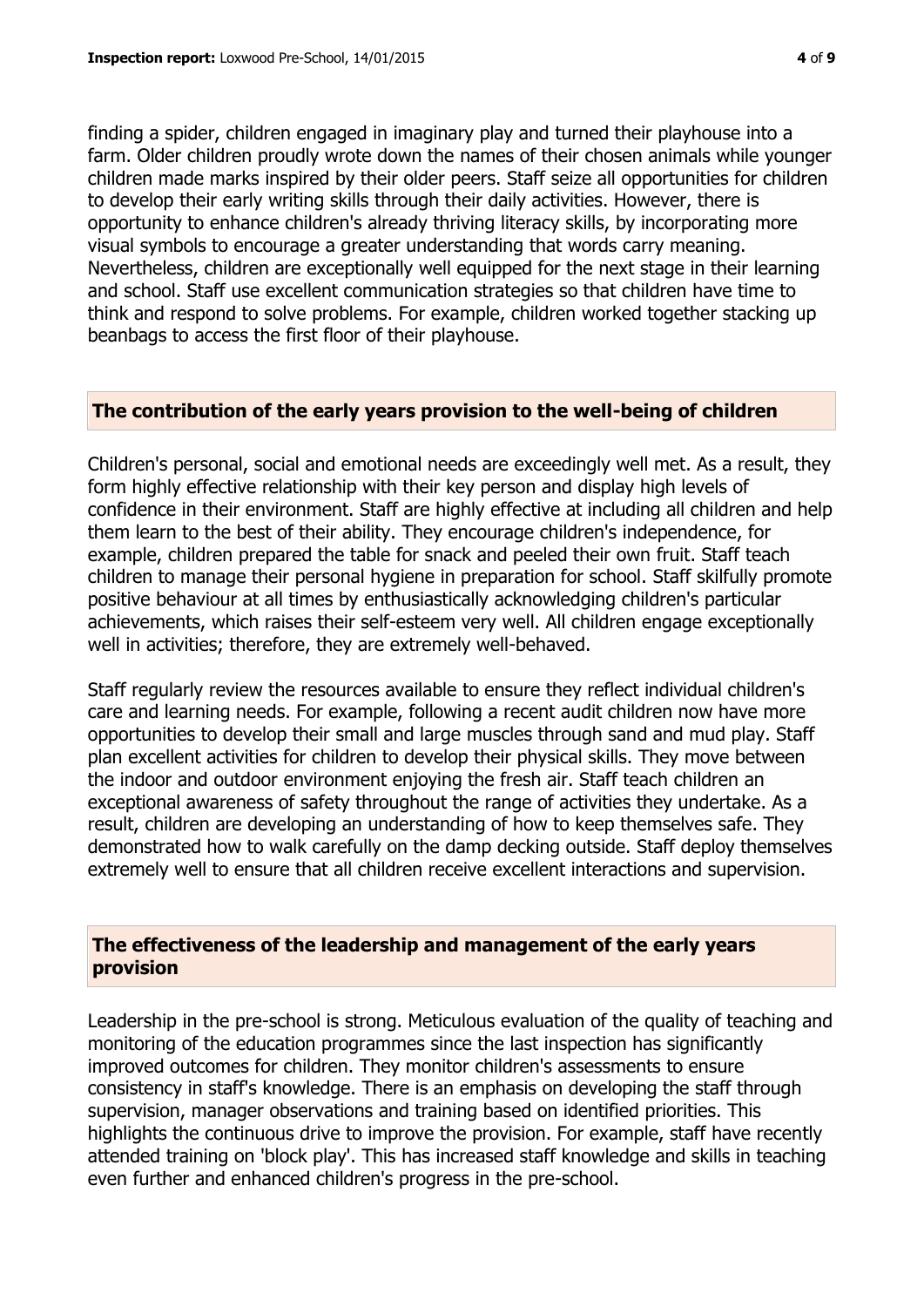finding a spider, children engaged in imaginary play and turned their playhouse into a farm. Older children proudly wrote down the names of their chosen animals while younger children made marks inspired by their older peers. Staff seize all opportunities for children to develop their early writing skills through their daily activities. However, there is opportunity to enhance children's already thriving literacy skills, by incorporating more visual symbols to encourage a greater understanding that words carry meaning. Nevertheless, children are exceptionally well equipped for the next stage in their learning and school. Staff use excellent communication strategies so that children have time to think and respond to solve problems. For example, children worked together stacking up beanbags to access the first floor of their playhouse.

## The contribution of the early years provision to the well-being of children

Children's personal, social and emotional needs are exceedingly well met. As a result, they form highly effective relationship with their key person and display high levels of confidence in their environment. Staff are highly effective at including all children and help them learn to the best of their ability. They encourage children's independence, for example, children prepared the table for snack and peeled their own fruit. Staff teach children to manage their personal hygiene in preparation for school. Staff skilfully promote positive behaviour at all times by enthusiastically acknowledging children's particular achievements, which raises their self-esteem very well. All children engage exceptionally well in activities; therefore, they are extremely well-behaved.

Staff regularly review the resources available to ensure they reflect individual children's care and learning needs. For example, following a recent audit children now have more opportunities to develop their small and large muscles through sand and mud play. Staff plan excellent activities for children to develop their physical skills. They move between the indoor and outdoor environment enjoying the fresh air. Staff teach children an exceptional awareness of safety throughout the range of activities they undertake. As a result, children are developing an understanding of how to keep themselves safe. They demonstrated how to walk carefully on the damp decking outside. Staff deploy themselves extremely well to ensure that all children receive excellent interactions and supervision.

## The effectiveness of the leadership and management of the early years provision

Leadership in the pre-school is strong. Meticulous evaluation of the quality of teaching and monitoring of the education programmes since the last inspection has significantly improved outcomes for children. They monitor children's assessments to ensure consistency in staff's knowledge. There is an emphasis on developing the staff through supervision, manager observations and training based on identified priorities. This highlights the continuous drive to improve the provision. For example, staff have recently attended training on 'block play'. This has increased staff knowledge and skills in teaching even further and enhanced children's progress in the pre-school.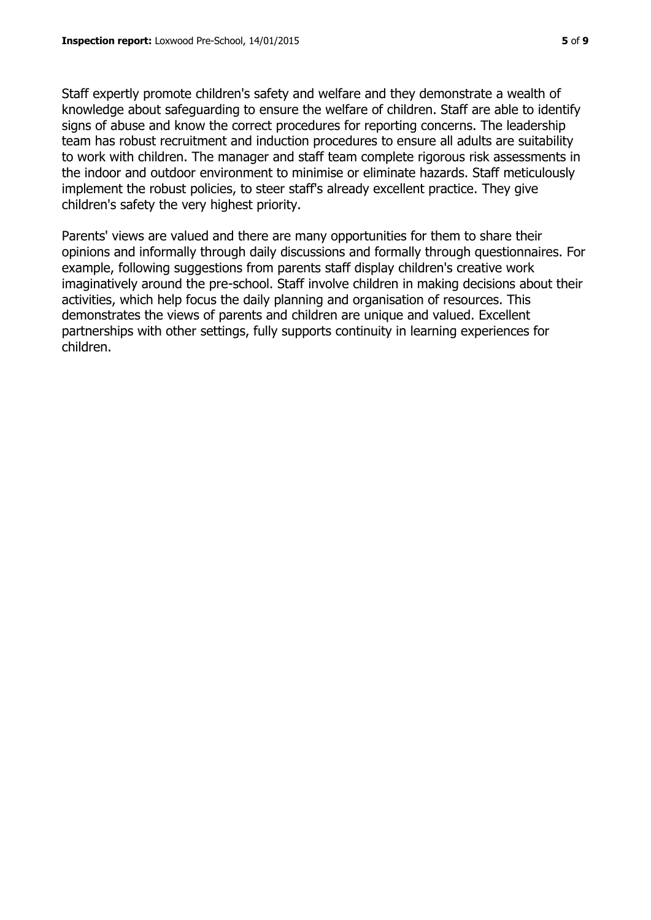Staff expertly promote children's safety and welfare and they demonstrate a wealth of knowledge about safeguarding to ensure the welfare of children. Staff are able to identify signs of abuse and know the correct procedures for reporting concerns. The leadership team has robust recruitment and induction procedures to ensure all adults are suitability to work with children. The manager and staff team complete rigorous risk assessments in the indoor and outdoor environment to minimise or eliminate hazards. Staff meticulously implement the robust policies, to steer staff's already excellent practice. They give children's safety the very highest priority.

Parents' views are valued and there are many opportunities for them to share their opinions and informally through daily discussions and formally through questionnaires. For example, following suggestions from parents staff display children's creative work imaginatively around the pre-school. Staff involve children in making decisions about their activities, which help focus the daily planning and organisation of resources. This demonstrates the views of parents and children are unique and valued. Excellent partnerships with other settings, fully supports continuity in learning experiences for children.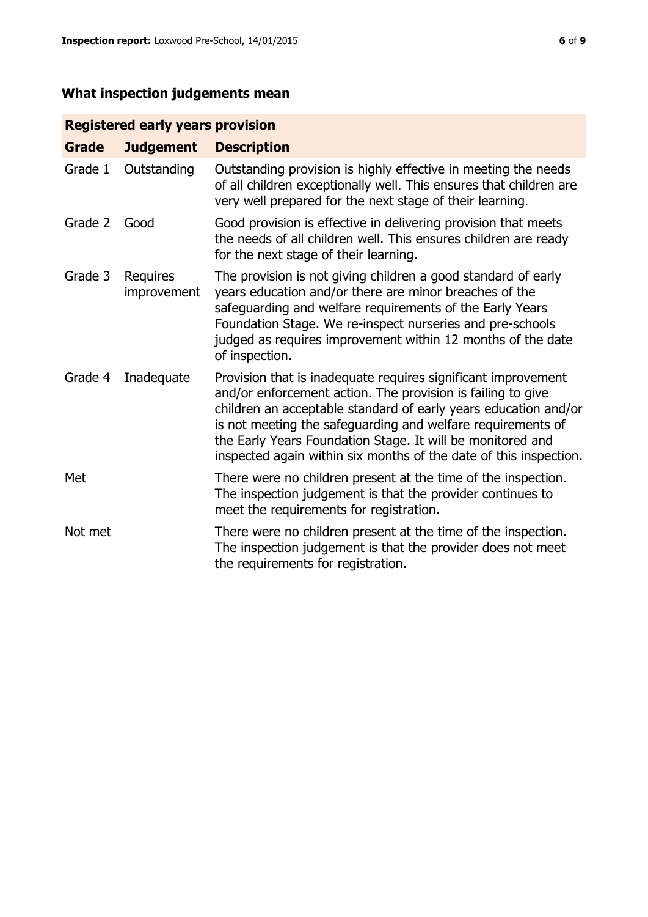## What inspection judgements mean

| Registered early years provision | | |
|---|---|---|
| **Grade** | **Judgement** | **Description** |
| Grade 1 | Outstanding | Outstanding provision is highly effective in meeting the needs of all children exceptionally well. This ensures that children are very well prepared for the next stage of their learning. |
| Grade 2 | Good | Good provision is effective in delivering provision that meets the needs of all children well. This ensures children are ready for the next stage of their learning. |
| Grade 3 | Requires improvement | The provision is not giving children a good standard of early years education and/or there are minor breaches of the safeguarding and welfare requirements of the Early Years Foundation Stage. We re-inspect nurseries and pre-schools judged as requires improvement within 12 months of the date of inspection. |
| Grade 4 | Inadequate | Provision that is inadequate requires significant improvement and/or enforcement action. The provision is failing to give children an acceptable standard of early years education and/or is not meeting the safeguarding and welfare requirements of the Early Years Foundation Stage. It will be monitored and inspected again within six months of the date of this inspection. |
| Met | | There were no children present at the time of the inspection. The inspection judgement is that the provider continues to meet the requirements for registration. |
| Not met | | There were no children present at the time of the inspection. The inspection judgement is that the provider does not meet the requirements for registration. |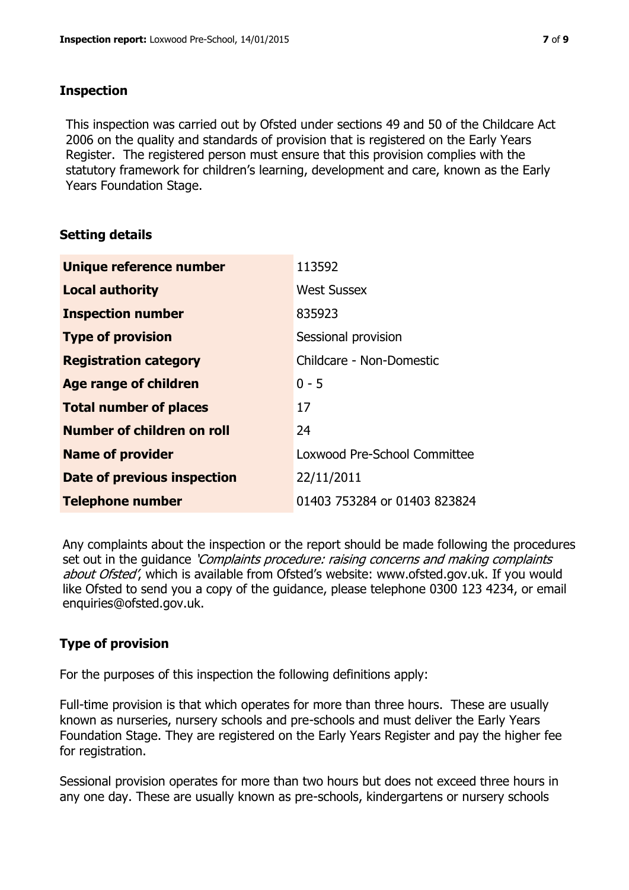## Inspection

This inspection was carried out by Ofsted under sections 49 and 50 of the Childcare Act 2006 on the quality and standards of provision that is registered on the Early Years Register. The registered person must ensure that this provision complies with the statutory framework for children's learning, development and care, known as the Early Years Foundation Stage.

## Setting details

| | |
|---|---|
| **Unique reference number** | 113592 |
| **Local authority** | West Sussex |
| **Inspection number** | 835923 |
| **Type of provision** | Sessional provision |
| **Registration category** | Childcare - Non-Domestic |
| **Age range of children** | 0 - 5 |
| **Total number of places** | 17 |
| **Number of children on roll** | 24 |
| **Name of provider** | Loxwood Pre-School Committee |
| **Date of previous inspection** | 22/11/2011 |
| **Telephone number** | 01403 753284 or 01403 823824 |

Any complaints about the inspection or the report should be made following the procedures set out in the guidance *'Complaints procedure: raising concerns and making complaints about Ofsted'*, which is available from Ofsted's website: www.ofsted.gov.uk. If you would like Ofsted to send you a copy of the guidance, please telephone 0300 123 4234, or email enquiries@ofsted.gov.uk.

## Type of provision

For the purposes of this inspection the following definitions apply:

Full-time provision is that which operates for more than three hours. These are usually known as nurseries, nursery schools and pre-schools and must deliver the Early Years Foundation Stage. They are registered on the Early Years Register and pay the higher fee for registration.

Sessional provision operates for more than two hours but does not exceed three hours in any one day. These are usually known as pre-schools, kindergartens or nursery schools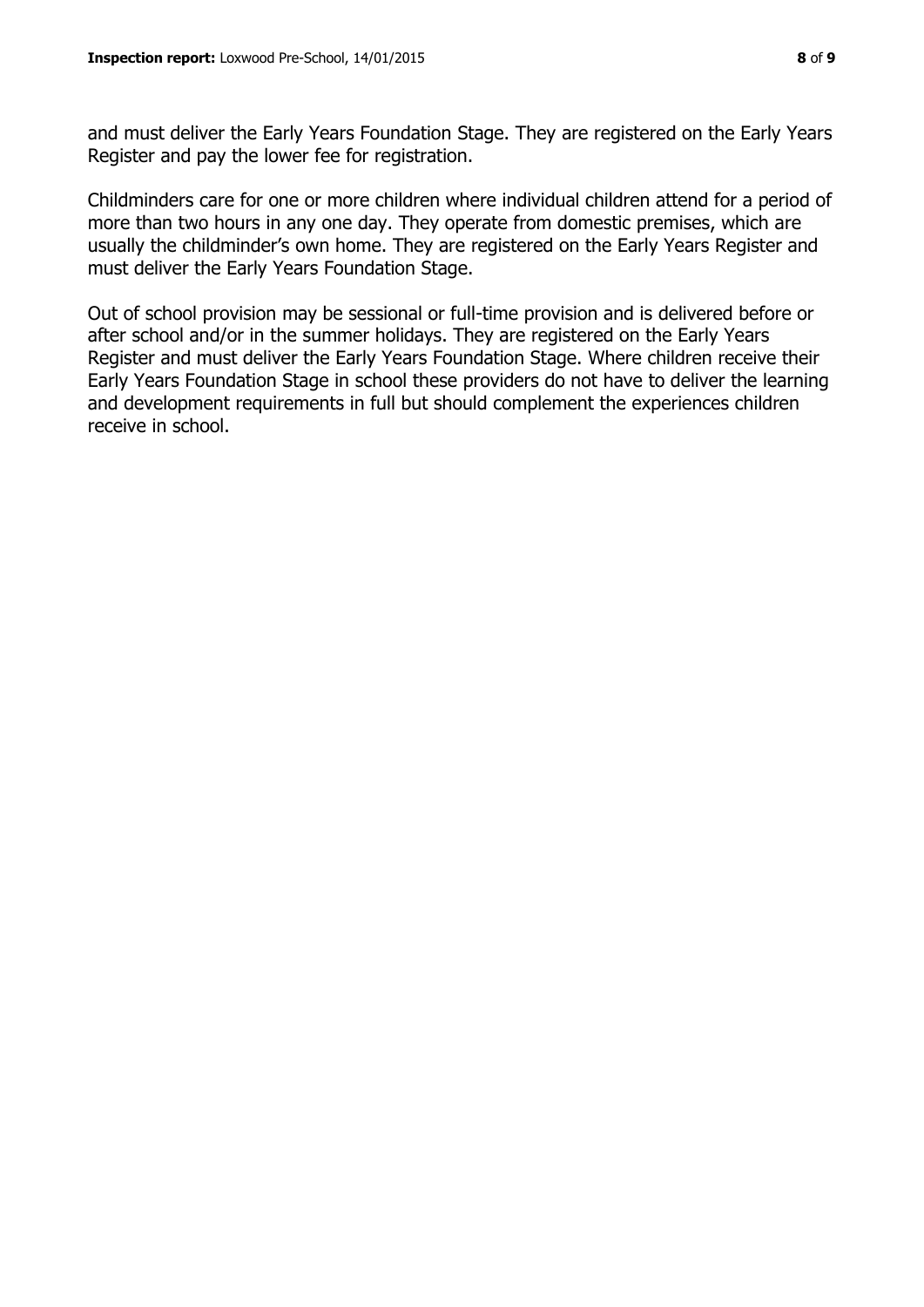and must deliver the Early Years Foundation Stage. They are registered on the Early Years Register and pay the lower fee for registration.

Childminders care for one or more children where individual children attend for a period of more than two hours in any one day. They operate from domestic premises, which are usually the childminder's own home. They are registered on the Early Years Register and must deliver the Early Years Foundation Stage.

Out of school provision may be sessional or full-time provision and is delivered before or after school and/or in the summer holidays. They are registered on the Early Years Register and must deliver the Early Years Foundation Stage. Where children receive their Early Years Foundation Stage in school these providers do not have to deliver the learning and development requirements in full but should complement the experiences children receive in school.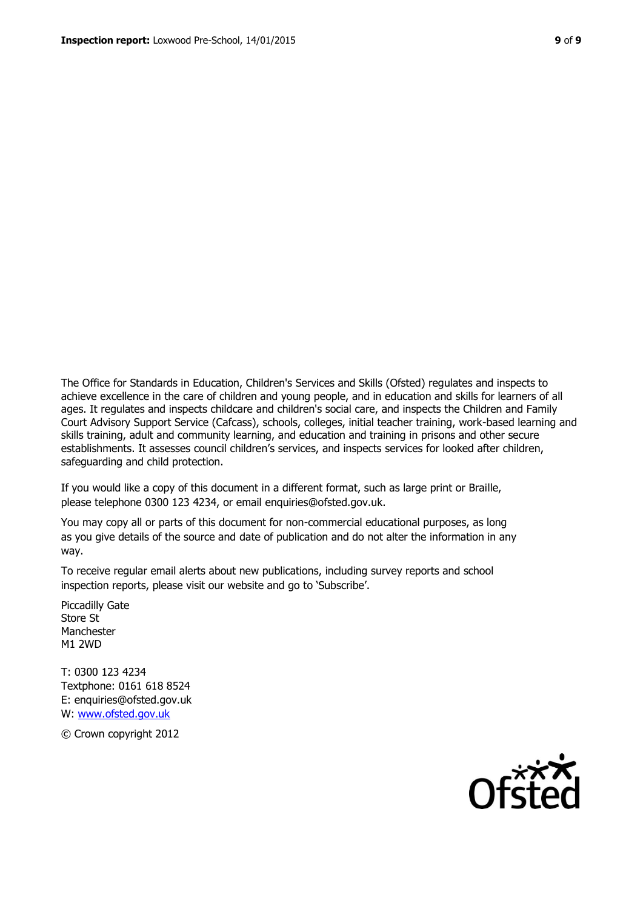The Office for Standards in Education, Children's Services and Skills (Ofsted) regulates and inspects to achieve excellence in the care of children and young people, and in education and skills for learners of all ages. It regulates and inspects childcare and children's social care, and inspects the Children and Family Court Advisory Support Service (Cafcass), schools, colleges, initial teacher training, work-based learning and skills training, adult and community learning, and education and training in prisons and other secure establishments. It assesses council children's services, and inspects services for looked after children, safeguarding and child protection.

If you would like a copy of this document in a different format, such as large print or Braille, please telephone 0300 123 4234, or email enquiries@ofsted.gov.uk.

You may copy all or parts of this document for non-commercial educational purposes, as long as you give details of the source and date of publication and do not alter the information in any way.

To receive regular email alerts about new publications, including survey reports and school inspection reports, please visit our website and go to 'Subscribe'.

Piccadilly Gate
Store St
Manchester
M1 2WD

T: 0300 123 4234
Textphone: 0161 618 8524
E: enquiries@ofsted.gov.uk
W: [www.ofsted.gov.uk](http://www.ofsted.gov.uk)

© Crown copyright 2012

Ofsted